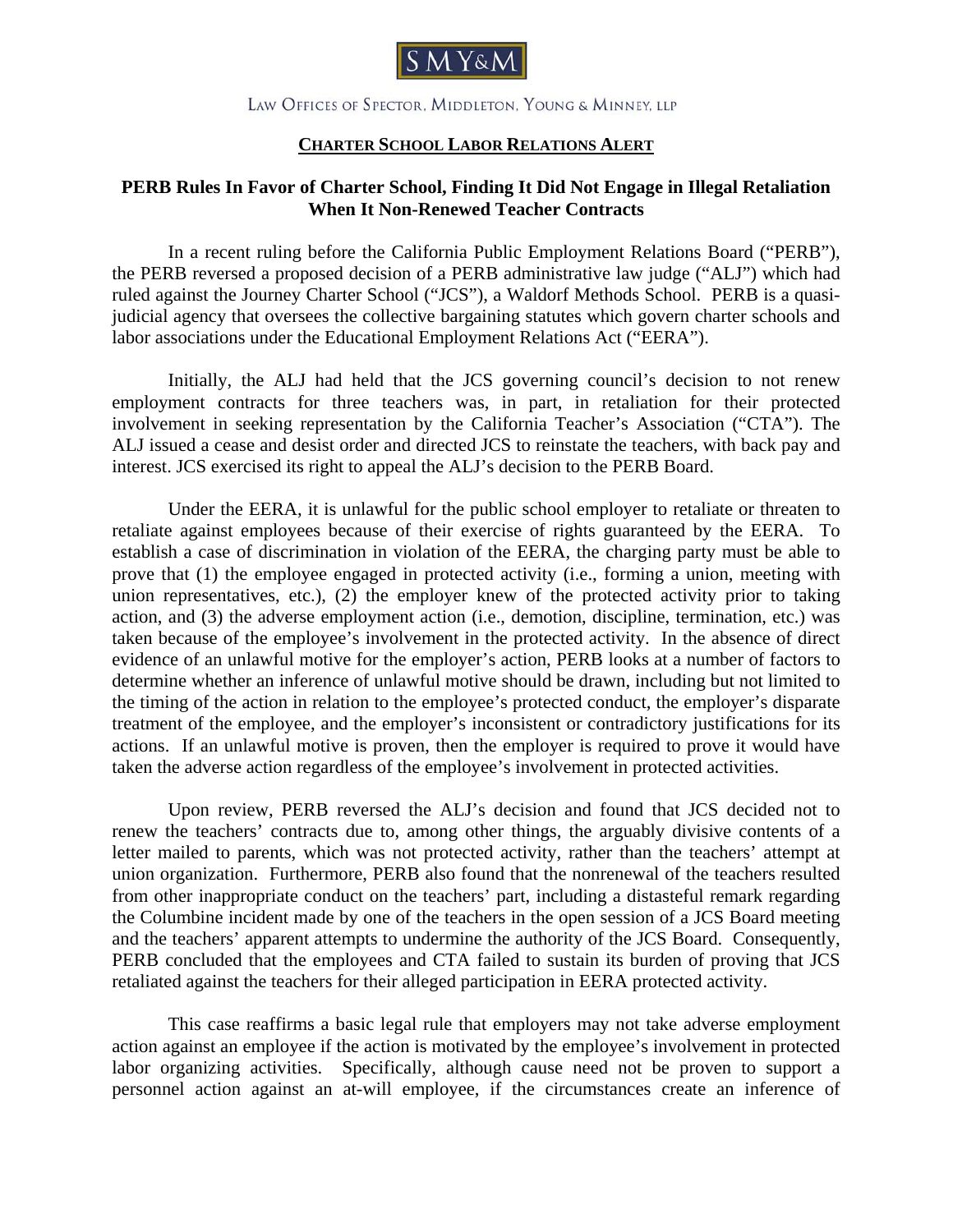SMY&M

LAW OFFICES OF SPECTOR, MIDDLETON, YOUNG & MINNEY, LLP

**CHARTER SCHOOL LABOR RELATIONS ALERT**

## PERB Rules In Favor of Charter School, Finding It Did Not Engage in Illegal Retaliation When It Non-Renewed Teacher Contracts

In a recent ruling before the California Public Employment Relations Board ("PERB"), the PERB reversed a proposed decision of a PERB administrative law judge ("ALJ") which had ruled against the Journey Charter School ("JCS"), a Waldorf Methods School. PERB is a quasi-judicial agency that oversees the collective bargaining statutes which govern charter schools and labor associations under the Educational Employment Relations Act ("EERA").

Initially, the ALJ had held that the JCS governing council's decision to not renew employment contracts for three teachers was, in part, in retaliation for their protected involvement in seeking representation by the California Teacher's Association ("CTA"). The ALJ issued a cease and desist order and directed JCS to reinstate the teachers, with back pay and interest. JCS exercised its right to appeal the ALJ's decision to the PERB Board.

Under the EERA, it is unlawful for the public school employer to retaliate or threaten to retaliate against employees because of their exercise of rights guaranteed by the EERA. To establish a case of discrimination in violation of the EERA, the charging party must be able to prove that (1) the employee engaged in protected activity (i.e., forming a union, meeting with union representatives, etc.), (2) the employer knew of the protected activity prior to taking action, and (3) the adverse employment action (i.e., demotion, discipline, termination, etc.) was taken because of the employee's involvement in the protected activity. In the absence of direct evidence of an unlawful motive for the employer's action, PERB looks at a number of factors to determine whether an inference of unlawful motive should be drawn, including but not limited to the timing of the action in relation to the employee's protected conduct, the employer's disparate treatment of the employee, and the employer's inconsistent or contradictory justifications for its actions. If an unlawful motive is proven, then the employer is required to prove it would have taken the adverse action regardless of the employee's involvement in protected activities.

Upon review, PERB reversed the ALJ's decision and found that JCS decided not to renew the teachers' contracts due to, among other things, the arguably divisive contents of a letter mailed to parents, which was not protected activity, rather than the teachers' attempt at union organization. Furthermore, PERB also found that the nonrenewal of the teachers resulted from other inappropriate conduct on the teachers' part, including a distasteful remark regarding the Columbine incident made by one of the teachers in the open session of a JCS Board meeting and the teachers' apparent attempts to undermine the authority of the JCS Board. Consequently, PERB concluded that the employees and CTA failed to sustain its burden of proving that JCS retaliated against the teachers for their alleged participation in EERA protected activity.

This case reaffirms a basic legal rule that employers may not take adverse employment action against an employee if the action is motivated by the employee's involvement in protected labor organizing activities. Specifically, although cause need not be proven to support a personnel action against an at-will employee, if the circumstances create an inference of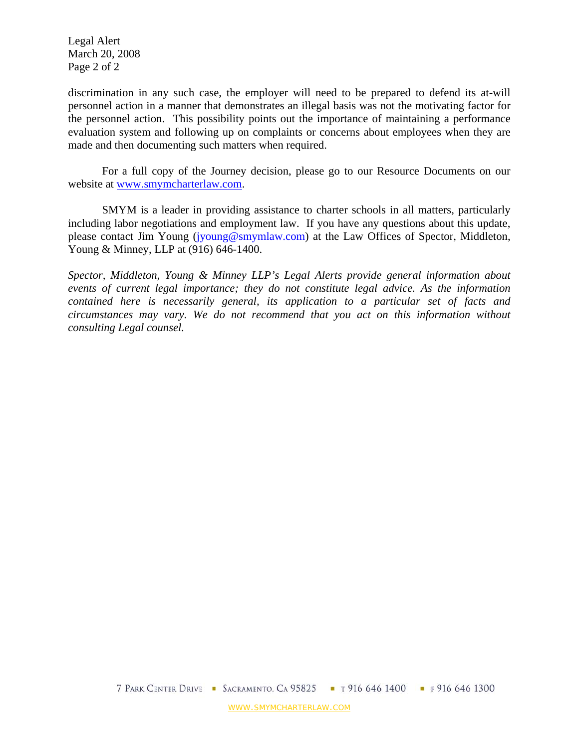discrimination in any such case, the employer will need to be prepared to defend its at-will personnel action in a manner that demonstrates an illegal basis was not the motivating factor for the personnel action. This possibility points out the importance of maintaining a performance evaluation system and following up on complaints or concerns about employees when they are made and then documenting such matters when required.

For a full copy of the Journey decision, please go to our Resource Documents on our website at www.smymcharterlaw.com.

SMYM is a leader in providing assistance to charter schools in all matters, particularly including labor negotiations and employment law. If you have any questions about this update, please contact Jim Young (jyoung@smymlaw.com) at the Law Offices of Spector, Middleton, Young & Minney, LLP at (916) 646-1400.

*Spector, Middleton, Young & Minney LLP's Legal Alerts provide general information about events of current legal importance; they do not constitute legal advice. As the information contained here is necessarily general, its application to a particular set of facts and circumstances may vary. We do not recommend that you act on this information without consulting Legal counsel.*